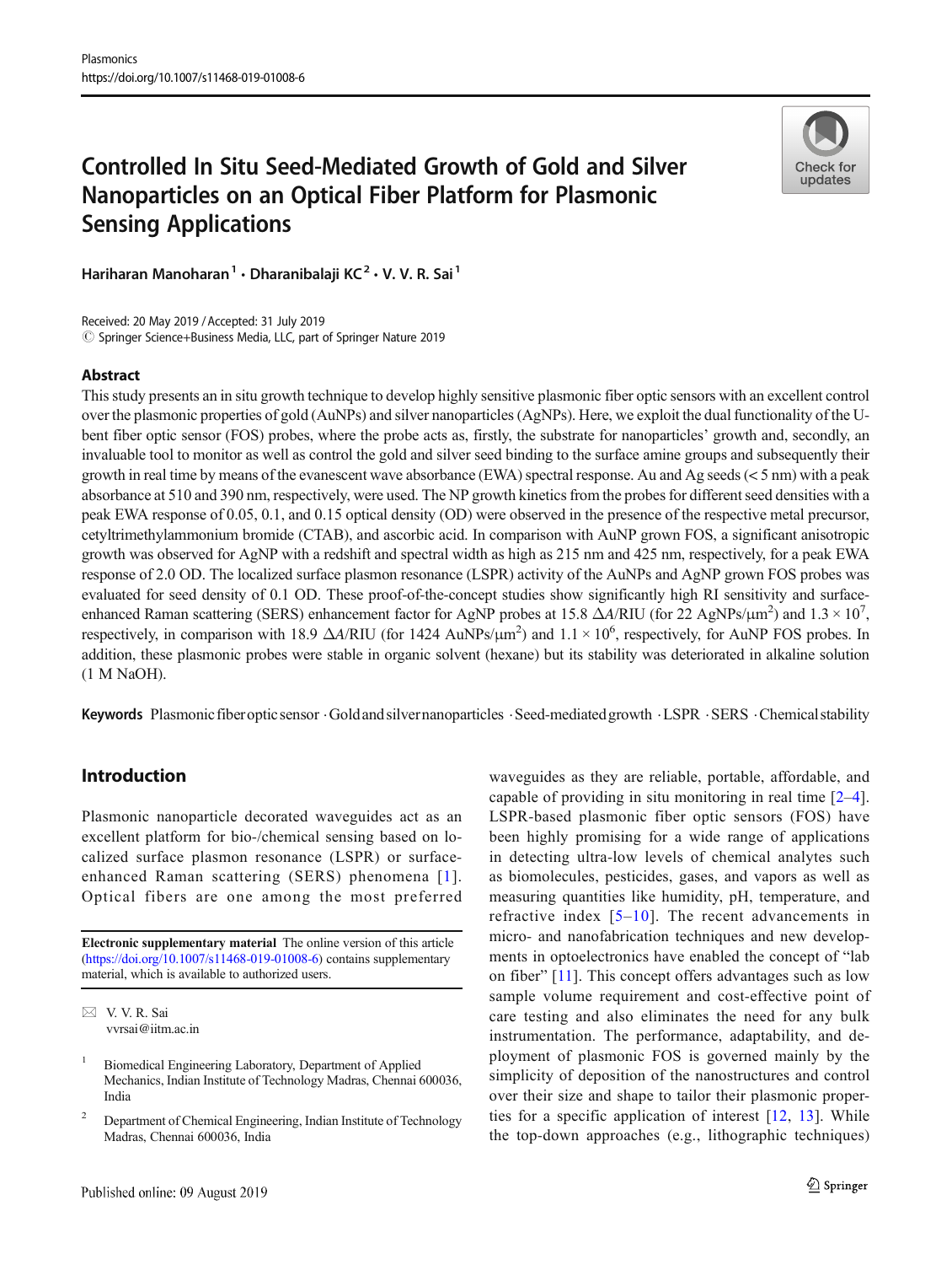# Controlled In Situ Seed-Mediated Growth of Gold and Silver Nanoparticles on an Optical Fiber Platform for Plasmonic Sensing Applications

**Hariharan Manoharan** [1] · **Dharanibalaji KC** [2] · **V. V. R. Sai** [1]

Received: 20 May 2019 / Accepted: 31 July 2019
© Springer Science+Business Media, LLC, part of Springer Nature 2019

## Abstract

This study presents an in situ growth technique to develop highly sensitive plasmonic fiber optic sensors with an excellent control over the plasmonic properties of gold (AuNPs) and silver nanoparticles (AgNPs). Here, we exploit the dual functionality of the U-bent fiber optic sensor (FOS) probes, where the probe acts as, firstly, the substrate for nanoparticles' growth and, secondly, an invaluable tool to monitor as well as control the gold and silver seed binding to the surface amine groups and subsequently their growth in real time by means of the evanescent wave absorbance (EWA) spectral response. Au and Ag seeds (< 5 nm) with a peak absorbance at 510 and 390 nm, respectively, were used. The NP growth kinetics from the probes for different seed densities with a peak EWA response of 0.05, 0.1, and 0.15 optical density (OD) were observed in the presence of the respective metal precursor, cetyltrimethylammonium bromide (CTAB), and ascorbic acid. In comparison with AuNP grown FOS, a significant anisotropic growth was observed for AgNP with a redshift and spectral width as high as 215 nm and 425 nm, respectively, for a peak EWA response of 2.0 OD. The localized surface plasmon resonance (LSPR) activity of the AuNPs and AgNP grown FOS probes was evaluated for seed density of 0.1 OD. These proof-of-the-concept studies show significantly high RI sensitivity and surface-enhanced Raman scattering (SERS) enhancement factor for AgNP probes at 15.8 $\Delta A$/RIU (for 22 AgNPs/$\mu m^2$) and $1.3 \times 10^7$, respectively, in comparison with 18.9 $\Delta A$/RIU (for 1424 AuNPs/$\mu m^2$) and $1.1 \times 10^6$, respectively, for AuNP FOS probes. In addition, these plasmonic probes were stable in organic solvent (hexane) but its stability was deteriorated in alkaline solution (1 M NaOH).

**Keywords** Plasmonic fiber optic sensor · Gold and silver nanoparticles · Seed-mediated growth · LSPR · SERS · Chemical stability

## Introduction

Plasmonic nanoparticle decorated waveguides act as an excellent platform for bio-/chemical sensing based on localized surface plasmon resonance (LSPR) or surface-enhanced Raman scattering (SERS) phenomena [1]. Optical fibers are one among the most preferred waveguides as they are reliable, portable, affordable, and capable of providing in situ monitoring in real time [2–4]. LSPR-based plasmonic fiber optic sensors (FOS) have been highly promising for a wide range of applications in detecting ultra-low levels of chemical analytes such as biomolecules, pesticides, gases, and vapors as well as measuring quantities like humidity, pH, temperature, and refractive index [5–10]. The recent advancements in micro- and nanofabrication techniques and new developments in optoelectronics have enabled the concept of "lab on fiber" [11]. This concept offers advantages such as low sample volume requirement and cost-effective point of care testing and also eliminates the need for any bulk instrumentation. The performance, adaptability, and deployment of plasmonic FOS is governed mainly by the simplicity of deposition of the nanostructures and control over their size and shape to tailor their plasmonic properties for a specific application of interest [12, 13]. While the top-down approaches (e.g., lithographic techniques)

**Electronic supplementary material** The online version of this article (https://doi.org/10.1007/s11468-019-01008-6) contains supplementary material, which is available to authorized users.

✉ V. V. R. Sai
vvrsai@iitm.ac.in

[1] Biomedical Engineering Laboratory, Department of Applied Mechanics, Indian Institute of Technology Madras, Chennai 600036, India

[2] Department of Chemical Engineering, Indian Institute of Technology Madras, Chennai 600036, India

Published online: 09 August 2019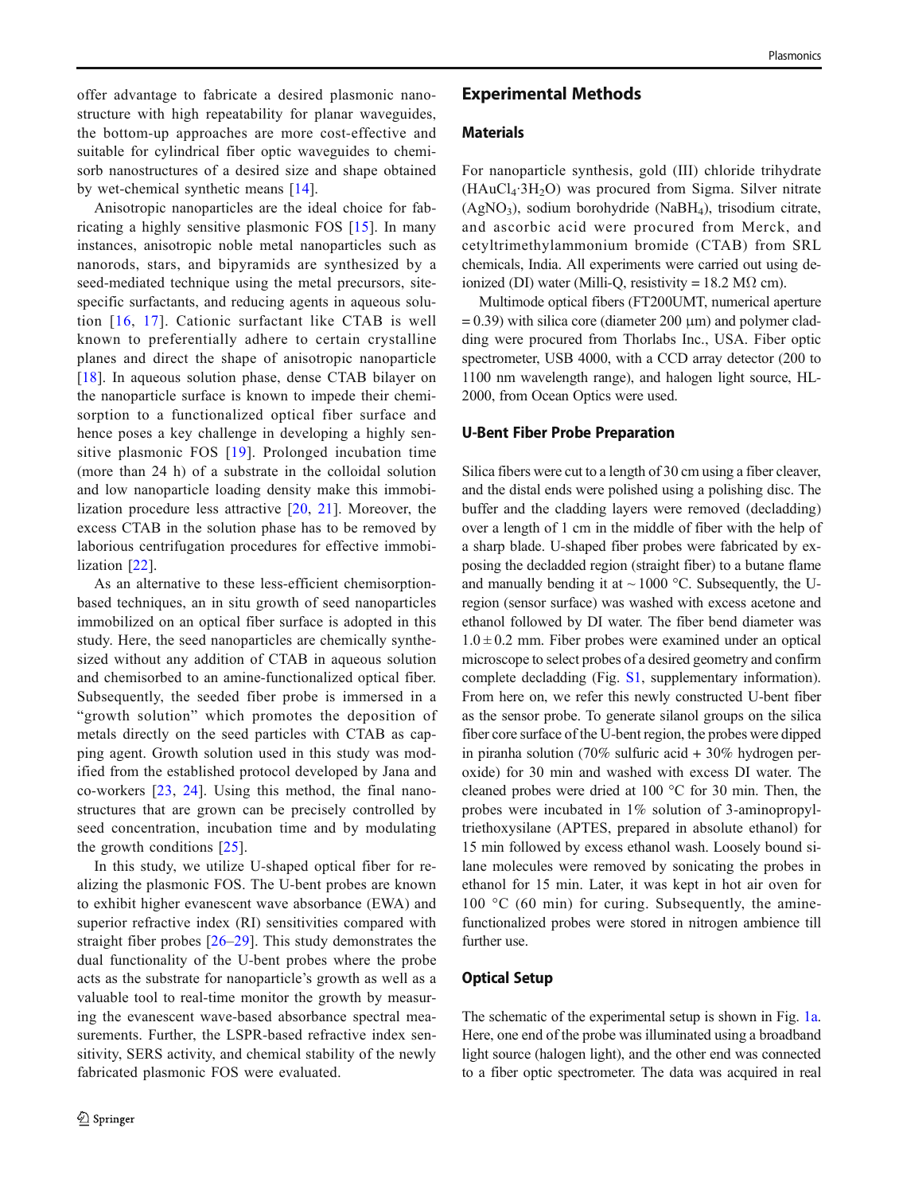offer advantage to fabricate a desired plasmonic nanostructure with high repeatability for planar waveguides, the bottom-up approaches are more cost-effective and suitable for cylindrical fiber optic waveguides to chemisorb nanostructures of a desired size and shape obtained by wet-chemical synthetic means [14].

Anisotropic nanoparticles are the ideal choice for fabricating a highly sensitive plasmonic FOS [15]. In many instances, anisotropic noble metal nanoparticles such as nanorods, stars, and bipyramids are synthesized by a seed-mediated technique using the metal precursors, site-specific surfactants, and reducing agents in aqueous solution [16, 17]. Cationic surfactant like CTAB is well known to preferentially adhere to certain crystalline planes and direct the shape of anisotropic nanoparticle [18]. In aqueous solution phase, dense CTAB bilayer on the nanoparticle surface is known to impede their chemisorption to a functionalized optical fiber surface and hence poses a key challenge in developing a highly sensitive plasmonic FOS [19]. Prolonged incubation time (more than 24 h) of a substrate in the colloidal solution and low nanoparticle loading density make this immobilization procedure less attractive [20, 21]. Moreover, the excess CTAB in the solution phase has to be removed by laborious centrifugation procedures for effective immobilization [22].

As an alternative to these less-efficient chemisorption-based techniques, an in situ growth of seed nanoparticles immobilized on an optical fiber surface is adopted in this study. Here, the seed nanoparticles are chemically synthesized without any addition of CTAB in aqueous solution and chemisorbed to an amine-functionalized optical fiber. Subsequently, the seeded fiber probe is immersed in a "growth solution" which promotes the deposition of metals directly on the seed particles with CTAB as capping agent. Growth solution used in this study was modified from the established protocol developed by Jana and co-workers [23, 24]. Using this method, the final nanostructures that are grown can be precisely controlled by seed concentration, incubation time and by modulating the growth conditions [25].

In this study, we utilize U-shaped optical fiber for realizing the plasmonic FOS. The U-bent probes are known to exhibit higher evanescent wave absorbance (EWA) and superior refractive index (RI) sensitivities compared with straight fiber probes [26–29]. This study demonstrates the dual functionality of the U-bent probes where the probe acts as the substrate for nanoparticle's growth as well as a valuable tool to real-time monitor the growth by measuring the evanescent wave-based absorbance spectral measurements. Further, the LSPR-based refractive index sensitivity, SERS activity, and chemical stability of the newly fabricated plasmonic FOS were evaluated.

# Experimental Methods

## Materials

For nanoparticle synthesis, gold (III) chloride trihydrate ($HAuCl_4{\cdot}3H_2O$) was procured from Sigma. Silver nitrate ($AgNO_3$), sodium borohydride ($NaBH_4$), trisodium citrate, and ascorbic acid were procured from Merck, and cetyltrimethylammonium bromide (CTAB) from SRL chemicals, India. All experiments were carried out using de-ionized (DI) water (Milli-Q, resistivity = 18.2 MΩ cm).

Multimode optical fibers (FT200UMT, numerical aperture = 0.39) with silica core (diameter 200 μm) and polymer cladding were procured from Thorlabs Inc., USA. Fiber optic spectrometer, USB 4000, with a CCD array detector (200 to 1100 nm wavelength range), and halogen light source, HL-2000, from Ocean Optics were used.

## U-Bent Fiber Probe Preparation

Silica fibers were cut to a length of 30 cm using a fiber cleaver, and the distal ends were polished using a polishing disc. The buffer and the cladding layers were removed (decladding) over a length of 1 cm in the middle of fiber with the help of a sharp blade. U-shaped fiber probes were fabricated by exposing the decladded region (straight fiber) to a butane flame and manually bending it at ~ 1000 °C. Subsequently, the U-region (sensor surface) was washed with excess acetone and ethanol followed by DI water. The fiber bend diameter was $1.0 \pm 0.2$ mm. Fiber probes were examined under an optical microscope to select probes of a desired geometry and confirm complete decladding (Fig. S1, supplementary information). From here on, we refer this newly constructed U-bent fiber as the sensor probe. To generate silanol groups on the silica fiber core surface of the U-bent region, the probes were dipped in piranha solution (70% sulfuric acid + 30% hydrogen peroxide) for 30 min and washed with excess DI water. The cleaned probes were dried at 100 °C for 30 min. Then, the probes were incubated in 1% solution of 3-aminopropyltriethoxysilane (APTES, prepared in absolute ethanol) for 15 min followed by excess ethanol wash. Loosely bound silane molecules were removed by sonicating the probes in ethanol for 15 min. Later, it was kept in hot air oven for 100 °C (60 min) for curing. Subsequently, the amine-functionalized probes were stored in nitrogen ambience till further use.

## Optical Setup

The schematic of the experimental setup is shown in Fig. 1a. Here, one end of the probe was illuminated using a broadband light source (halogen light), and the other end was connected to a fiber optic spectrometer. The data was acquired in real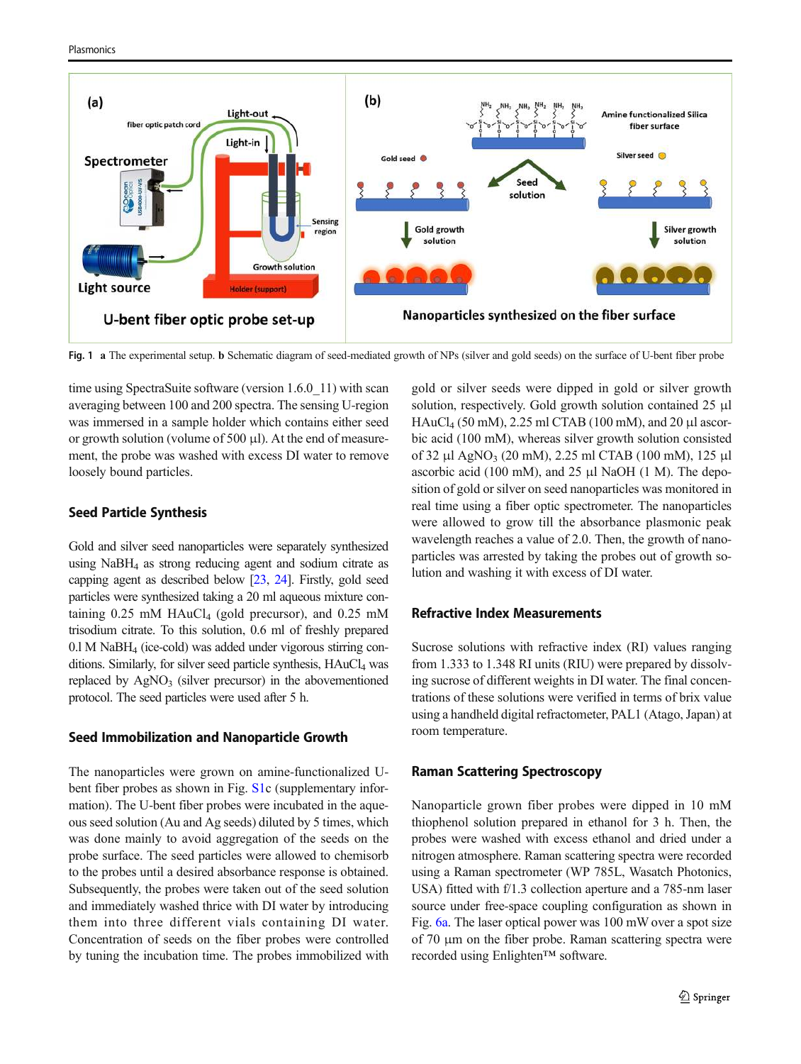Fig. 1 **a** The experimental setup. **b** Schematic diagram of seed-mediated growth of NPs (silver and gold seeds) on the surface of U-bent fiber probe

time using SpectraSuite software (version 1.6.0_11) with scan averaging between 100 and 200 spectra. The sensing U-region was immersed in a sample holder which contains either seed or growth solution (volume of 500 µl). At the end of measurement, the probe was washed with excess DI water to remove loosely bound particles.

## Seed Particle Synthesis

Gold and silver seed nanoparticles were separately synthesized using $NaBH_4$ as strong reducing agent and sodium citrate as capping agent as described below [23, 24]. Firstly, gold seed particles were synthesized taking a 20 ml aqueous mixture containing 0.25 mM $HAuCl_4$ (gold precursor), and 0.25 mM trisodium citrate. To this solution, 0.6 ml of freshly prepared 0.1 M $NaBH_4$ (ice-cold) was added under vigorous stirring conditions. Similarly, for silver seed particle synthesis, $HAuCl_4$ was replaced by $AgNO_3$ (silver precursor) in the abovementioned protocol. The seed particles were used after 5 h.

## Seed Immobilization and Nanoparticle Growth

The nanoparticles were grown on amine-functionalized U-bent fiber probes as shown in Fig. S1c (supplementary information). The U-bent fiber probes were incubated in the aqueous seed solution (Au and Ag seeds) diluted by 5 times, which was done mainly to avoid aggregation of the seeds on the probe surface. The seed particles were allowed to chemisorb to the probes until a desired absorbance response is obtained. Subsequently, the probes were taken out of the seed solution and immediately washed thrice with DI water by introducing them into three different vials containing DI water. Concentration of seeds on the fiber probes were controlled by tuning the incubation time. The probes immobilized with gold or silver seeds were dipped in gold or silver growth solution, respectively. Gold growth solution contained 25 µl $HAuCl_4$ (50 mM), 2.25 ml CTAB (100 mM), and 20 µl ascorbic acid (100 mM), whereas silver growth solution consisted of 32 µl $AgNO_3$ (20 mM), 2.25 ml CTAB (100 mM), 125 µl ascorbic acid (100 mM), and 25 µl NaOH (1 M). The deposition of gold or silver on seed nanoparticles was monitored in real time using a fiber optic spectrometer. The nanoparticles were allowed to grow till the absorbance plasmonic peak wavelength reaches a value of 2.0. Then, the growth of nanoparticles was arrested by taking the probes out of growth solution and washing it with excess of DI water.

## Refractive Index Measurements

Sucrose solutions with refractive index (RI) values ranging from 1.333 to 1.348 RI units (RIU) were prepared by dissolving sucrose of different weights in DI water. The final concentrations of these solutions were verified in terms of brix value using a handheld digital refractometer, PAL1 (Atago, Japan) at room temperature.

## Raman Scattering Spectroscopy

Nanoparticle grown fiber probes were dipped in 10 mM thiophenol solution prepared in ethanol for 3 h. Then, the probes were washed with excess ethanol and dried under a nitrogen atmosphere. Raman scattering spectra were recorded using a Raman spectrometer (WP 785L, Wasatch Photonics, USA) fitted with f/1.3 collection aperture and a 785-nm laser source under free-space coupling configuration as shown in Fig. 6a. The laser optical power was 100 mW over a spot size of 70 µm on the fiber probe. Raman scattering spectra were recorded using Enlighten™ software.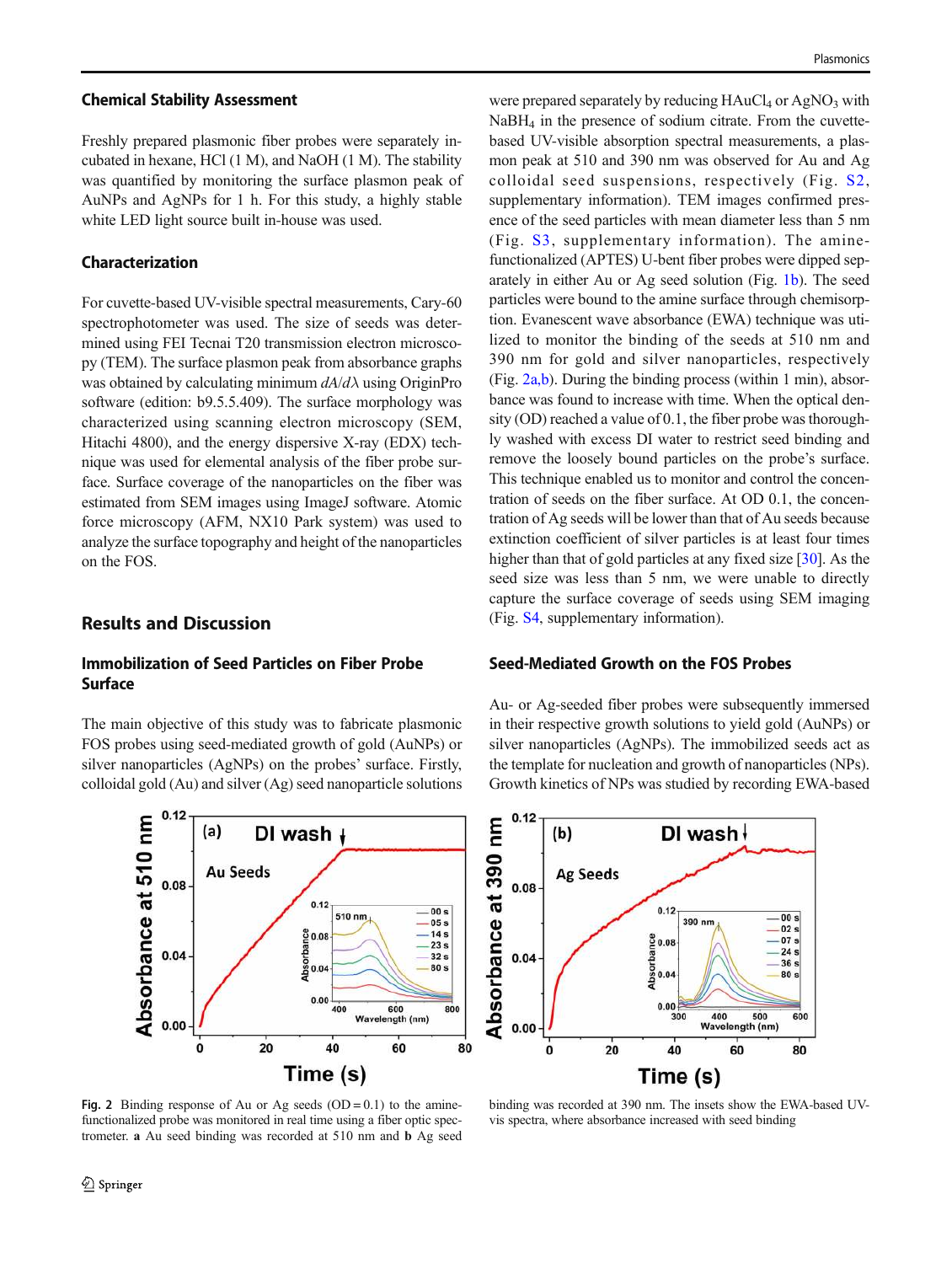### Chemical Stability Assessment

Freshly prepared plasmonic fiber probes were separately incubated in hexane, HCl (1 M), and NaOH (1 M). The stability was quantified by monitoring the surface plasmon peak of AuNPs and AgNPs for 1 h. For this study, a highly stable white LED light source built in-house was used.

### Characterization

For cuvette-based UV-visible spectral measurements, Cary-60 spectrophotometer was used. The size of seeds was determined using FEI Tecnai T20 transmission electron microscopy (TEM). The surface plasmon peak from absorbance graphs was obtained by calculating minimum $dA/d\lambda$ using OriginPro software (edition: b9.5.5.409). The surface morphology was characterized using scanning electron microscopy (SEM, Hitachi 4800), and the energy dispersive X-ray (EDX) technique was used for elemental analysis of the fiber probe surface. Surface coverage of the nanoparticles on the fiber was estimated from SEM images using ImageJ software. Atomic force microscopy (AFM, NX10 Park system) was used to analyze the surface topography and height of the nanoparticles on the FOS.

## Results and Discussion

### Immobilization of Seed Particles on Fiber Probe Surface

The main objective of this study was to fabricate plasmonic FOS probes using seed-mediated growth of gold (AuNPs) or silver nanoparticles (AgNPs) on the probes' surface. Firstly, colloidal gold (Au) and silver (Ag) seed nanoparticle solutions were prepared separately by reducing $HAuCl_4$ or $AgNO_3$ with $NaBH_4$ in the presence of sodium citrate. From the cuvette-based UV-visible absorption spectral measurements, a plasmon peak at 510 and 390 nm was observed for Au and Ag colloidal seed suspensions, respectively (Fig. S2, supplementary information). TEM images confirmed presence of the seed particles with mean diameter less than 5 nm (Fig. S3, supplementary information). The amine-functionalized (APTES) U-bent fiber probes were dipped separately in either Au or Ag seed solution (Fig. 1b). The seed particles were bound to the amine surface through chemisorption. Evanescent wave absorbance (EWA) technique was utilized to monitor the binding of the seeds at 510 nm and 390 nm for gold and silver nanoparticles, respectively (Fig. 2a,b). During the binding process (within 1 min), absorbance was found to increase with time. When the optical density (OD) reached a value of 0.1, the fiber probe was thoroughly washed with excess DI water to restrict seed binding and remove the loosely bound particles on the probe's surface. This technique enabled us to monitor and control the concentration of seeds on the fiber surface. At OD 0.1, the concentration of Ag seeds will be lower than that of Au seeds because extinction coefficient of silver particles is at least four times higher than that of gold particles at any fixed size [30]. As the seed size was less than 5 nm, we were unable to directly capture the surface coverage of seeds using SEM imaging (Fig. S4, supplementary information).

### Seed-Mediated Growth on the FOS Probes

Au- or Ag-seeded fiber probes were subsequently immersed in their respective growth solutions to yield gold (AuNPs) or silver nanoparticles (AgNPs). The immobilized seeds act as the template for nucleation and growth of nanoparticles (NPs). Growth kinetics of NPs was studied by recording EWA-based

**Fig. 2** Binding response of Au or Ag seeds (OD = 0.1) to the amine-functionalized probe was monitored in real time using a fiber optic spectrometer. **a** Au seed binding was recorded at 510 nm and **b** Ag seed binding was recorded at 390 nm. The insets show the EWA-based UV-vis spectra, where absorbance increased with seed binding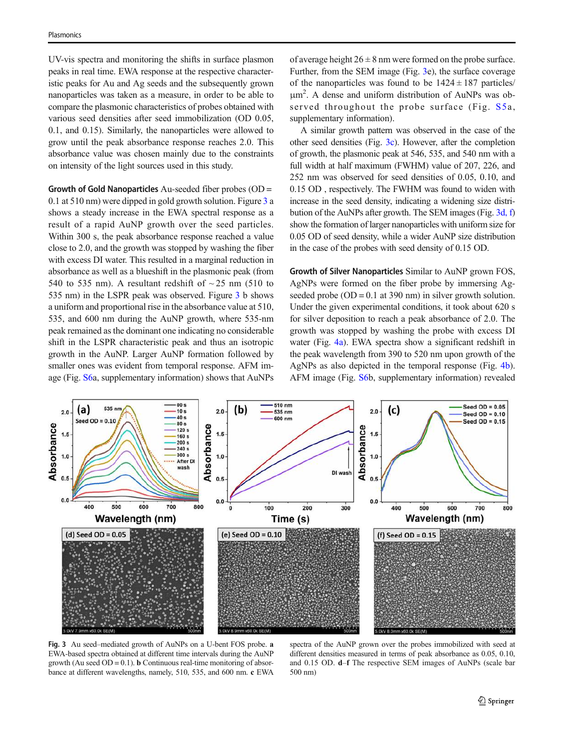UV-vis spectra and monitoring the shifts in surface plasmon peaks in real time. EWA response at the respective characteristic peaks for Au and Ag seeds and the subsequently grown nanoparticles was taken as a measure, in order to be able to compare the plasmonic characteristics of probes obtained with various seed densities after seed immobilization (OD 0.05, 0.1, and 0.15). Similarly, the nanoparticles were allowed to grow until the peak absorbance response reaches 2.0. This absorbance value was chosen mainly due to the constraints on intensity of the light sources used in this study.

**Growth of Gold Nanoparticles** Au-seeded fiber probes (OD = 0.1 at 510 nm) were dipped in gold growth solution. Figure 3 a shows a steady increase in the EWA spectral response as a result of a rapid AuNP growth over the seed particles. Within 300 s, the peak absorbance response reached a value close to 2.0, and the growth was stopped by washing the fiber with excess DI water. This resulted in a marginal reduction in absorbance as well as a blueshift in the plasmonic peak (from 540 to 535 nm). A resultant redshift of ~ 25 nm (510 to 535 nm) in the LSPR peak was observed. Figure 3 b shows a uniform and proportional rise in the absorbance value at 510, 535, and 600 nm during the AuNP growth, where 535-nm peak remained as the dominant one indicating no considerable shift in the LSPR characteristic peak and thus an isotropic growth in the AuNP. Larger AuNP formation followed by smaller ones was evident from temporal response. AFM image (Fig. S6a, supplementary information) shows that AuNPs of average height 26 ± 8 nm were formed on the probe surface. Further, from the SEM image (Fig. 3e), the surface coverage of the nanoparticles was found to be 1424 ± 187 particles/μm$^2$. A dense and uniform distribution of AuNPs was observed throughout the probe surface (Fig. S5a, supplementary information).

A similar growth pattern was observed in the case of the other seed densities (Fig. 3c). However, after the completion of growth, the plasmonic peak at 546, 535, and 540 nm with a full width at half maximum (FWHM) value of 207, 226, and 252 nm was observed for seed densities of 0.05, 0.10, and 0.15 OD , respectively. The FWHM was found to widen with increase in the seed density, indicating a widening size distribution of the AuNPs after growth. The SEM images (Fig. 3d, f) show the formation of larger nanoparticles with uniform size for 0.05 OD of seed density, while a wider AuNP size distribution in the case of the probes with seed density of 0.15 OD.

**Growth of Silver Nanoparticles** Similar to AuNP grown FOS, AgNPs were formed on the fiber probe by immersing Ag-seeded probe (OD = 0.1 at 390 nm) in silver growth solution. Under the given experimental conditions, it took about 620 s for silver deposition to reach a peak absorbance of 2.0. The growth was stopped by washing the probe with excess DI water (Fig. 4a). EWA spectra show a significant redshift in the peak wavelength from 390 to 520 nm upon growth of the AgNPs as also depicted in the temporal response (Fig. 4b). AFM image (Fig. S6b, supplementary information) revealed

**Fig. 3** Au seed–mediated growth of AuNPs on a U-bent FOS probe. **a** EWA-based spectra obtained at different time intervals during the AuNP growth (Au seed OD = 0.1). **b** Continuous real-time monitoring of absorbance at different wavelengths, namely, 510, 535, and 600 nm. **c** EWA spectra of the AuNP grown over the probes immobilized with seed at different densities measured in terms of peak absorbance as 0.05, 0.10, and 0.15 OD. **d**–**f** The respective SEM images of AuNPs (scale bar 500 nm)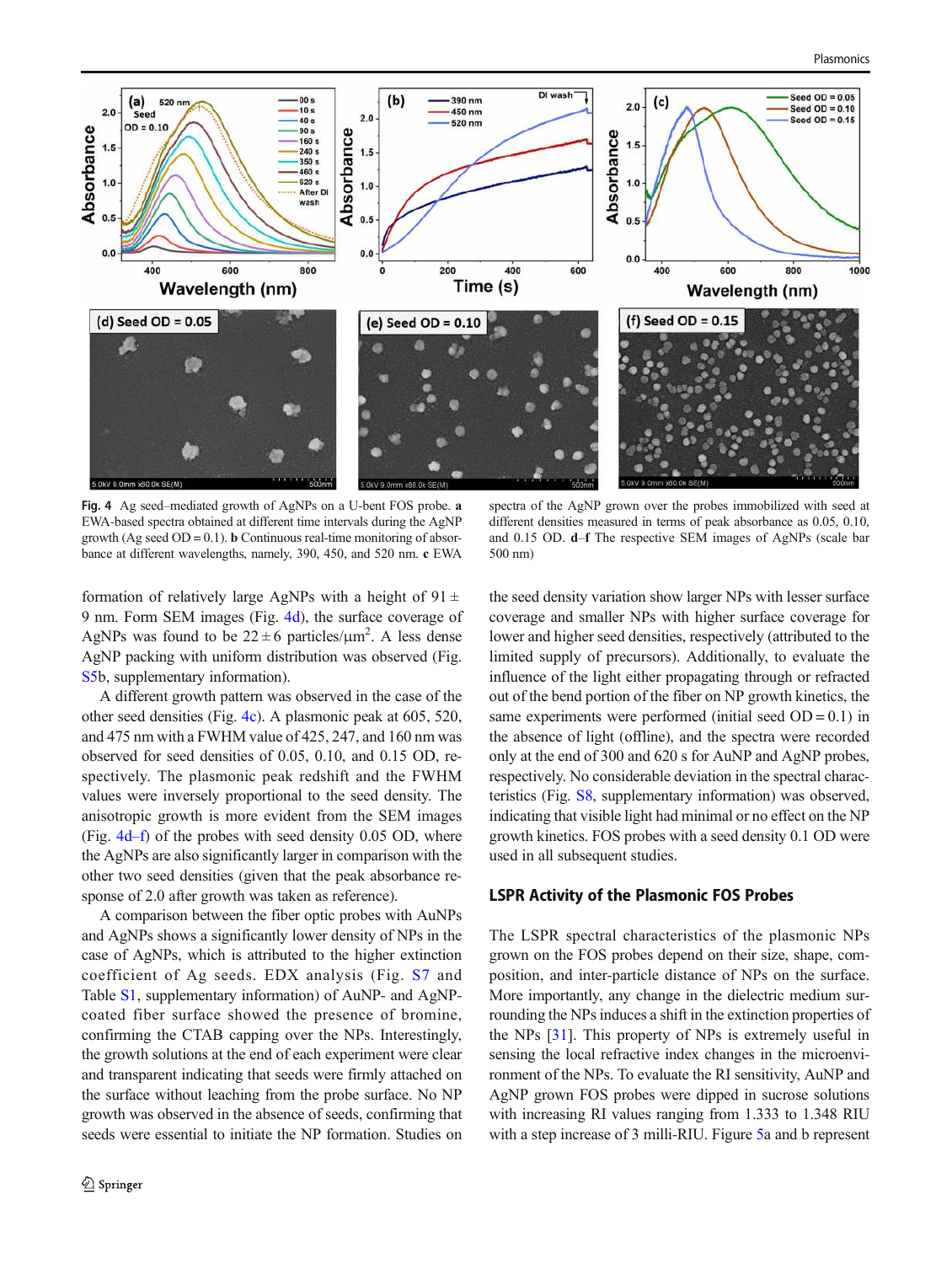Fig. 4 Ag seed–mediated growth of AgNPs on a U-bent FOS probe. **a** EWA-based spectra obtained at different time intervals during the AgNP growth (Ag seed OD = 0.10). **b** Continuous real-time monitoring of absorbance at different wavelengths, namely, 390, 450, and 520 nm. **c** EWA spectra of the AgNP grown over the probes immobilized with seed at different densities measured in terms of peak absorbance as 0.05, 0.10, and 0.15 OD. **d**–**f** The respective SEM images of AgNPs (scale bar 500 nm)

formation of relatively large AgNPs with a height of 91 ± 9 nm. Form SEM images (Fig. 4d), the surface coverage of AgNPs was found to be 22 ± 6 particles/μm$^2$. A less dense AgNP packing with uniform distribution was observed (Fig. S5b, supplementary information).

A different growth pattern was observed in the case of the other seed densities (Fig. 4c). A plasmonic peak at 605, 520, and 475 nm with a FWHM value of 425, 247, and 160 nm was observed for seed densities of 0.05, 0.10, and 0.15 OD, respectively. The plasmonic peak redshift and the FWHM values were inversely proportional to the seed density. The anisotropic growth is more evident from the SEM images (Fig. 4d–f) of the probes with seed density 0.05 OD, where the AgNPs are also significantly larger in comparison with the other two seed densities (given that the peak absorbance response of 2.0 after growth was taken as reference).

A comparison between the fiber optic probes with AuNPs and AgNPs shows a significantly lower density of NPs in the case of AgNPs, which is attributed to the higher extinction coefficient of Ag seeds. EDX analysis (Fig. S7 and Table S1, supplementary information) of AuNP- and AgNP-coated fiber surface showed the presence of bromine, confirming the CTAB capping over the NPs. Interestingly, the growth solutions at the end of each experiment were clear and transparent indicating that seeds were firmly attached on the surface without leaching from the probe surface. No NP growth was observed in the absence of seeds, confirming that seeds were essential to initiate the NP formation. Studies on the seed density variation show larger NPs with lesser surface coverage and smaller NPs with higher surface coverage for lower and higher seed densities, respectively (attributed to the limited supply of precursors). Additionally, to evaluate the influence of the light either propagating through or refracted out of the bend portion of the fiber on NP growth kinetics, the same experiments were performed (initial seed OD = 0.1) in the absence of light (offline), and the spectra were recorded only at the end of 300 and 620 s for AuNP and AgNP probes, respectively. No considerable deviation in the spectral characteristics (Fig. S8, supplementary information) was observed, indicating that visible light had minimal or no effect on the NP growth kinetics. FOS probes with a seed density 0.1 OD were used in all subsequent studies.

## LSPR Activity of the Plasmonic FOS Probes

The LSPR spectral characteristics of the plasmonic NPs grown on the FOS probes depend on their size, shape, composition, and inter-particle distance of NPs on the surface. More importantly, any change in the dielectric medium surrounding the NPs induces a shift in the extinction properties of the NPs [31]. This property of NPs is extremely useful in sensing the local refractive index changes in the microenvironment of the NPs. To evaluate the RI sensitivity, AuNP and AgNP grown FOS probes were dipped in sucrose solutions with increasing RI values ranging from 1.333 to 1.348 RIU with a step increase of 3 milli-RIU. Figure 5a and b represent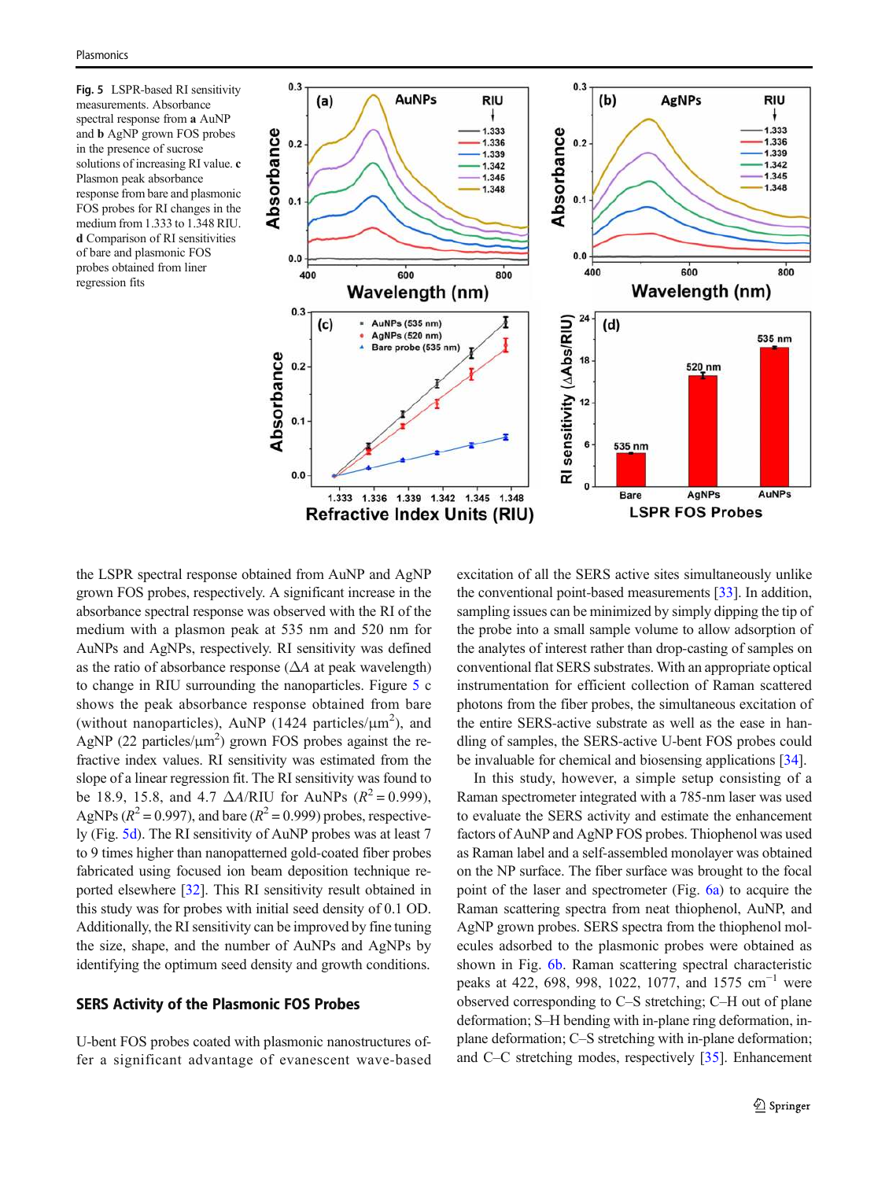**Fig. 5** LSPR-based RI sensitivity measurements. Absorbance spectral response from **a** AuNP and **b** AgNP grown FOS probes in the presence of sucrose solutions of increasing RI value. **c** Plasmon peak absorbance response from bare and plasmonic FOS probes for RI changes in the medium from 1.333 to 1.348 RIU. **d** Comparison of RI sensitivities of bare and plasmonic FOS probes obtained from liner regression fits

the LSPR spectral response obtained from AuNP and AgNP grown FOS probes, respectively. A significant increase in the absorbance spectral response was observed with the RI of the medium with a plasmon peak at 535 nm and 520 nm for AuNPs and AgNPs, respectively. RI sensitivity was defined as the ratio of absorbance response ($\Delta A$ at peak wavelength) to change in RIU surrounding the nanoparticles. Figure 5 c shows the peak absorbance response obtained from bare (without nanoparticles), AuNP (1424 particles/$\mu m^2$), and AgNP (22 particles/$\mu m^2$) grown FOS probes against the refractive index values. RI sensitivity was estimated from the slope of a linear regression fit. The RI sensitivity was found to be 18.9, 15.8, and 4.7 $\Delta A$/RIU for AuNPs ($R^2 = 0.999$), AgNPs ($R^2 = 0.997$), and bare ($R^2 = 0.999$) probes, respectively (Fig. 5d). The RI sensitivity of AuNP probes was at least 7 to 9 times higher than nanopatterned gold-coated fiber probes fabricated using focused ion beam deposition technique reported elsewhere [32]. This RI sensitivity result obtained in this study was for probes with initial seed density of 0.1 OD. Additionally, the RI sensitivity can be improved by fine tuning the size, shape, and the number of AuNPs and AgNPs by identifying the optimum seed density and growth conditions.

## SERS Activity of the Plasmonic FOS Probes

U-bent FOS probes coated with plasmonic nanostructures offer a significant advantage of evanescent wave-based excitation of all the SERS active sites simultaneously unlike the conventional point-based measurements [33]. In addition, sampling issues can be minimized by simply dipping the tip of the probe into a small sample volume to allow adsorption of the analytes of interest rather than drop-casting of samples on conventional flat SERS substrates. With an appropriate optical instrumentation for efficient collection of Raman scattered photons from the fiber probes, the simultaneous excitation of the entire SERS-active substrate as well as the ease in handling of samples, the SERS-active U-bent FOS probes could be invaluable for chemical and biosensing applications [34].

In this study, however, a simple setup consisting of a Raman spectrometer integrated with a 785-nm laser was used to evaluate the SERS activity and estimate the enhancement factors of AuNP and AgNP FOS probes. Thiophenol was used as Raman label and a self-assembled monolayer was obtained on the NP surface. The fiber surface was brought to the focal point of the laser and spectrometer (Fig. 6a) to acquire the Raman scattering spectra from neat thiophenol, AuNP, and AgNP grown probes. SERS spectra from the thiophenol molecules adsorbed to the plasmonic probes were obtained as shown in Fig. 6b. Raman scattering spectral characteristic peaks at 422, 698, 998, 1022, 1077, and 1575 $cm^{-1}$ were observed corresponding to C–S stretching; C–H out of plane deformation; S–H bending with in-plane ring deformation, in-plane deformation; C–S stretching with in-plane deformation; and C–C stretching modes, respectively [35]. Enhancement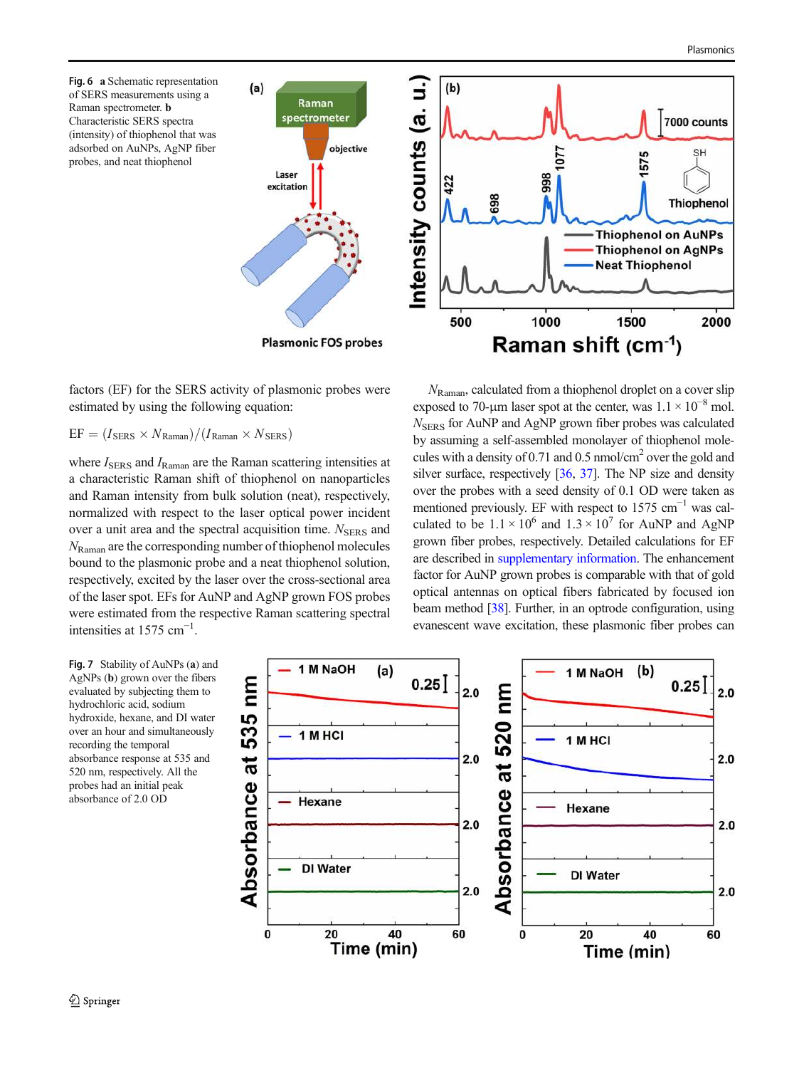**Fig. 6** **a** Schematic representation of SERS measurements using a Raman spectrometer. **b** Characteristic SERS spectra (intensity) of thiophenol that was adsorbed on AuNPs, AgNP fiber probes, and neat thiophenol

factors (EF) for the SERS activity of plasmonic probes were estimated by using the following equation:

$$\mathrm{EF} = (I_{\mathrm{SERS}} \times N_{\mathrm{Raman}})/(I_{\mathrm{Raman}} \times N_{\mathrm{SERS}})$$

where $I_{\mathrm{SERS}}$ and $I_{\mathrm{Raman}}$ are the Raman scattering intensities at a characteristic Raman shift of thiophenol on nanoparticles and Raman intensity from bulk solution (neat), respectively, normalized with respect to the laser optical power incident over a unit area and the spectral acquisition time. $N_{\mathrm{SERS}}$ and $N_{\mathrm{Raman}}$ are the corresponding number of thiophenol molecules bound to the plasmonic probe and a neat thiophenol solution, respectively, excited by the laser over the cross-sectional area of the laser spot. EFs for AuNP and AgNP grown FOS probes were estimated from the respective Raman scattering spectral intensities at 1575 $\mathrm{cm}^{-1}$.

$N_{\mathrm{Raman}}$, calculated from a thiophenol droplet on a cover slip exposed to 70-μm laser spot at the center, was $1.1 \times 10^{-8}$ mol. $N_{\mathrm{SERS}}$ for AuNP and AgNP grown fiber probes was calculated by assuming a self-assembled monolayer of thiophenol molecules with a density of 0.71 and 0.5 nmol/$\mathrm{cm}^2$ over the gold and silver surface, respectively [36, 37]. The NP size and density over the probes with a seed density of 0.1 OD were taken as mentioned previously. EF with respect to 1575 $\mathrm{cm}^{-1}$ was calculated to be $1.1 \times 10^{6}$ and $1.3 \times 10^{7}$ for AuNP and AgNP grown fiber probes, respectively. Detailed calculations for EF are described in supplementary information. The enhancement factor for AuNP grown probes is comparable with that of gold optical antennas on optical fibers fabricated by focused ion beam method [38]. Further, in an optrode configuration, using evanescent wave excitation, these plasmonic fiber probes can

**Fig. 7** Stability of AuNPs (**a**) and AgNPs (**b**) grown over the fibers evaluated by subjecting them to hydrochloric acid, sodium hydroxide, hexane, and DI water over an hour and simultaneously recording the temporal absorbance response at 535 and 520 nm, respectively. All the probes had an initial peak absorbance of 2.0 OD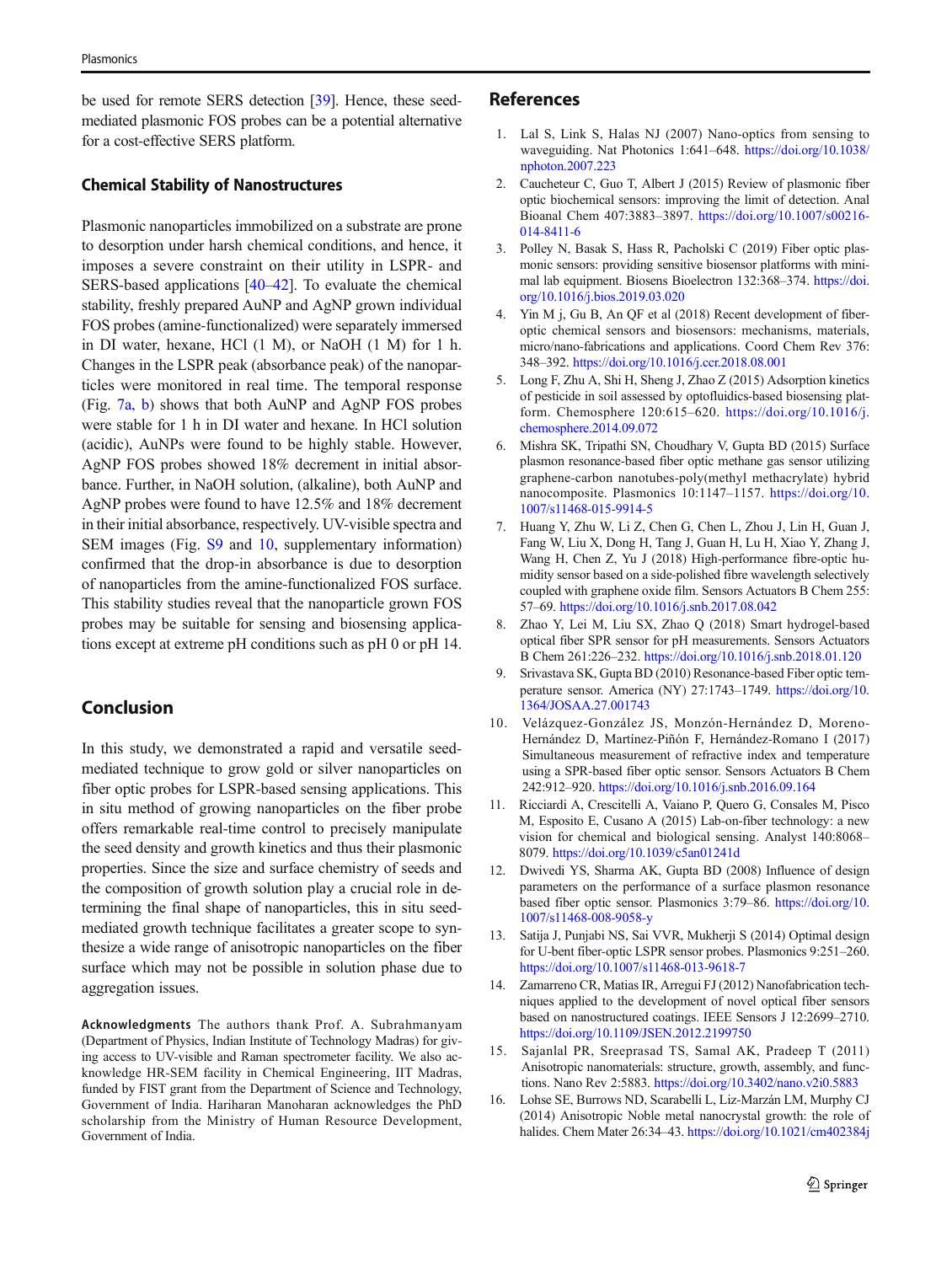be used for remote SERS detection [39]. Hence, these seed-mediated plasmonic FOS probes can be a potential alternative for a cost-effective SERS platform.

### Chemical Stability of Nanostructures

Plasmonic nanoparticles immobilized on a substrate are prone to desorption under harsh chemical conditions, and hence, it imposes a severe constraint on their utility in LSPR- and SERS-based applications [40–42]. To evaluate the chemical stability, freshly prepared AuNP and AgNP grown individual FOS probes (amine-functionalized) were separately immersed in DI water, hexane, HCl (1 M), or NaOH (1 M) for 1 h. Changes in the LSPR peak (absorbance peak) of the nanoparticles were monitored in real time. The temporal response (Fig. 7a, b) shows that both AuNP and AgNP FOS probes were stable for 1 h in DI water and hexane. In HCl solution (acidic), AuNPs were found to be highly stable. However, AgNP FOS probes showed 18% decrement in initial absorbance. Further, in NaOH solution, (alkaline), both AuNP and AgNP probes were found to have 12.5% and 18% decrement in their initial absorbance, respectively. UV-visible spectra and SEM images (Fig. S9 and 10, supplementary information) confirmed that the drop-in absorbance is due to desorption of nanoparticles from the amine-functionalized FOS surface. This stability studies reveal that the nanoparticle grown FOS probes may be suitable for sensing and biosensing applications except at extreme pH conditions such as pH 0 or pH 14.

## Conclusion

In this study, we demonstrated a rapid and versatile seed-mediated technique to grow gold or silver nanoparticles on fiber optic probes for LSPR-based sensing applications. This in situ method of growing nanoparticles on the fiber probe offers remarkable real-time control to precisely manipulate the seed density and growth kinetics and thus their plasmonic properties. Since the size and surface chemistry of seeds and the composition of growth solution play a crucial role in determining the final shape of nanoparticles, this in situ seed-mediated growth technique facilitates a greater scope to synthesize a wide range of anisotropic nanoparticles on the fiber surface which may not be possible in solution phase due to aggregation issues.

**Acknowledgments** The authors thank Prof. A. Subrahmanyam (Department of Physics, Indian Institute of Technology Madras) for giving access to UV-visible and Raman spectrometer facility. We also acknowledge HR-SEM facility in Chemical Engineering, IIT Madras, funded by FIST grant from the Department of Science and Technology, Government of India. Hariharan Manoharan acknowledges the PhD scholarship from the Ministry of Human Resource Development, Government of India.

## References

1. Lal S, Link S, Halas NJ (2007) Nano-optics from sensing to waveguiding. Nat Photonics 1:641–648. https://doi.org/10.1038/nphoton.2007.223
2. Caucheteur C, Guo T, Albert J (2015) Review of plasmonic fiber optic biochemical sensors: improving the limit of detection. Anal Bioanal Chem 407:3883–3897. https://doi.org/10.1007/s00216-014-8411-6
3. Polley N, Basak S, Hass R, Pacholski C (2019) Fiber optic plasmonic sensors: providing sensitive biosensor platforms with minimal lab equipment. Biosens Bioelectron 132:368–374. https://doi.org/10.1016/j.bios.2019.03.020
4. Yin M j, Gu B, An QF et al (2018) Recent development of fiber-optic chemical sensors and biosensors: mechanisms, materials, micro/nano-fabrications and applications. Coord Chem Rev 376:348–392. https://doi.org/10.1016/j.ccr.2018.08.001
5. Long F, Zhu A, Shi H, Sheng J, Zhao Z (2015) Adsorption kinetics of pesticide in soil assessed by optofluidics-based biosensing platform. Chemosphere 120:615–620. https://doi.org/10.1016/j.chemosphere.2014.09.072
6. Mishra SK, Tripathi SN, Choudhary V, Gupta BD (2015) Surface plasmon resonance-based fiber optic methane gas sensor utilizing graphene-carbon nanotubes-poly(methyl methacrylate) hybrid nanocomposite. Plasmonics 10:1147–1157. https://doi.org/10.1007/s11468-015-9914-5
7. Huang Y, Zhu W, Li Z, Chen G, Chen L, Zhou J, Lin H, Guan J, Fang W, Liu X, Dong H, Tang J, Guan H, Lu H, Xiao Y, Zhang J, Wang H, Chen Z, Yu J (2018) High-performance fibre-optic humidity sensor based on a side-polished fibre wavelength selectively coupled with graphene oxide film. Sensors Actuators B Chem 255:57–69. https://doi.org/10.1016/j.snb.2017.08.042
8. Zhao Y, Lei M, Liu SX, Zhao Q (2018) Smart hydrogel-based optical fiber SPR sensor for pH measurements. Sensors Actuators B Chem 261:226–232. https://doi.org/10.1016/j.snb.2018.01.120
9. Srivastava SK, Gupta BD (2010) Resonance-based Fiber optic temperature sensor. America (NY) 27:1743–1749. https://doi.org/10.1364/JOSAA.27.001743
10. Velázquez-González JS, Monzón-Hernández D, Moreno-Hernández D, Martínez-Piñón F, Hernández-Romano I (2017) Simultaneous measurement of refractive index and temperature using a SPR-based fiber optic sensor. Sensors Actuators B Chem 242:912–920. https://doi.org/10.1016/j.snb.2016.09.164
11. Ricciardi A, Crescitelli A, Vaiano P, Quero G, Consales M, Pisco M, Esposito E, Cusano A (2015) Lab-on-fiber technology: a new vision for chemical and biological sensing. Analyst 140:8068–8079. https://doi.org/10.1039/c5an01241d
12. Dwivedi YS, Sharma AK, Gupta BD (2008) Influence of design parameters on the performance of a surface plasmon resonance based fiber optic sensor. Plasmonics 3:79–86. https://doi.org/10.1007/s11468-008-9058-y
13. Satija J, Punjabi NS, Sai VVR, Mukherji S (2014) Optimal design for U-bent fiber-optic LSPR sensor probes. Plasmonics 9:251–260. https://doi.org/10.1007/s11468-013-9618-7
14. Zamarreno CR, Matias IR, Arregui FJ (2012) Nanofabrication techniques applied to the development of novel optical fiber sensors based on nanostructured coatings. IEEE Sensors J 12:2699–2710. https://doi.org/10.1109/JSEN.2012.2199750
15. Sajanlal PR, Sreeprasad TS, Samal AK, Pradeep T (2011) Anisotropic nanomaterials: structure, growth, assembly, and functions. Nano Rev 2:5883. https://doi.org/10.3402/nano.v2i0.5883
16. Lohse SE, Burrows ND, Scarabelli L, Liz-Marzán LM, Murphy CJ (2014) Anisotropic Noble metal nanocrystal growth: the role of halides. Chem Mater 26:34–43. https://doi.org/10.1021/cm402384j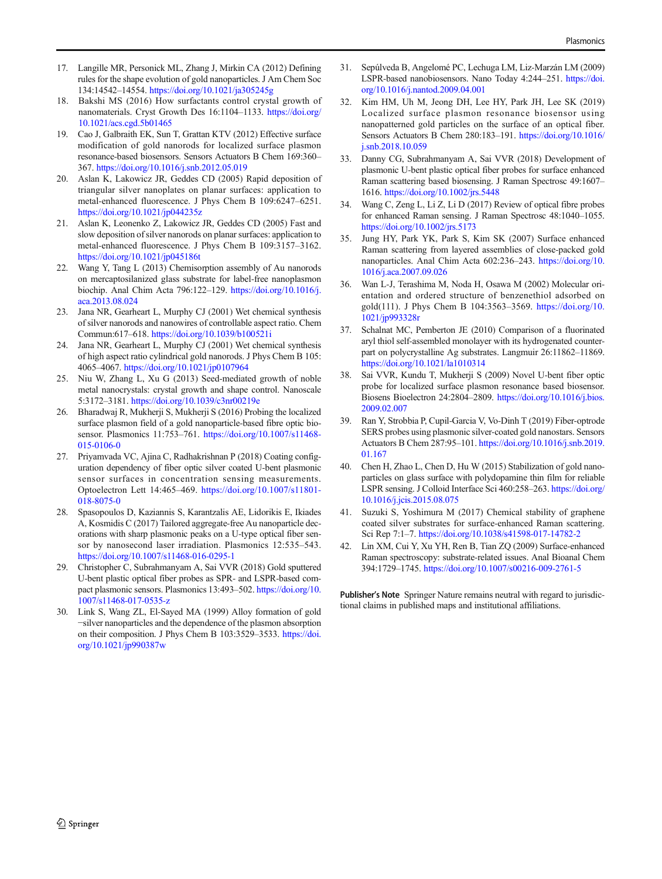17. Langille MR, Personick ML, Zhang J, Mirkin CA (2012) Defining rules for the shape evolution of gold nanoparticles. J Am Chem Soc 134:14542–14554. https://doi.org/10.1021/ja305245g
18. Bakshi MS (2016) How surfactants control crystal growth of nanomaterials. Cryst Growth Des 16:1104–1133. https://doi.org/10.1021/acs.cgd.5b01465
19. Cao J, Galbraith EK, Sun T, Grattan KTV (2012) Effective surface modification of gold nanorods for localized surface plasmon resonance-based biosensors. Sensors Actuators B Chem 169:360–367. https://doi.org/10.1016/j.snb.2012.05.019
20. Aslan K, Lakowicz JR, Geddes CD (2005) Rapid deposition of triangular silver nanoplates on planar surfaces: application to metal-enhanced fluorescence. J Phys Chem B 109:6247–6251. https://doi.org/10.1021/jp044235z
21. Aslan K, Leonenko Z, Lakowicz JR, Geddes CD (2005) Fast and slow deposition of silver nanorods on planar surfaces: application to metal-enhanced fluorescence. J Phys Chem B 109:3157–3162. https://doi.org/10.1021/jp045186t
22. Wang Y, Tang L (2013) Chemisorption assembly of Au nanorods on mercaptosilanized glass substrate for label-free nanoplasmon biochip. Anal Chim Acta 796:122–129. https://doi.org/10.1016/j.aca.2013.08.024
23. Jana NR, Gearheart L, Murphy CJ (2001) Wet chemical synthesis of silver nanorods and nanowires of controllable aspect ratio. Chem Commun:617–618. https://doi.org/10.1039/b100521i
24. Jana NR, Gearheart L, Murphy CJ (2001) Wet chemical synthesis of high aspect ratio cylindrical gold nanorods. J Phys Chem B 105: 4065–4067. https://doi.org/10.1021/jp0107964
25. Niu W, Zhang L, Xu G (2013) Seed-mediated growth of noble metal nanocrystals: crystal growth and shape control. Nanoscale 5:3172–3181. https://doi.org/10.1039/c3nr00219e
26. Bharadwaj R, Mukherji S, Mukherji S (2016) Probing the localized surface plasmon field of a gold nanoparticle-based fibre optic biosensor. Plasmonics 11:753–761. https://doi.org/10.1007/s11468-015-0106-0
27. Priyamvada VC, Ajina C, Radhakrishnan P (2018) Coating configuration dependency of fiber optic silver coated U-bent plasmonic sensor surfaces in concentration sensing measurements. Optoelectron Lett 14:465–469. https://doi.org/10.1007/s11801-018-8075-0
28. Spasopoulos D, Kaziannis S, Karantzalis AE, Lidorikis E, Ikiades A, Kosmidis C (2017) Tailored aggregate-free Au nanoparticle decorations with sharp plasmonic peaks on a U-type optical fiber sensor by nanosecond laser irradiation. Plasmonics 12:535–543. https://doi.org/10.1007/s11468-016-0295-1
29. Christopher C, Subrahmanyam A, Sai VVR (2018) Gold sputtered U-bent plastic optical fiber probes as SPR- and LSPR-based compact plasmonic sensors. Plasmonics 13:493–502. https://doi.org/10.1007/s11468-017-0535-z
30. Link S, Wang ZL, El-Sayed MA (1999) Alloy formation of gold−silver nanoparticles and the dependence of the plasmon absorption on their composition. J Phys Chem B 103:3529–3533. https://doi.org/10.1021/jp990387w
31. Sepúlveda B, Angelomé PC, Lechuga LM, Liz-Marzán LM (2009) LSPR-based nanobiosensors. Nano Today 4:244–251. https://doi.org/10.1016/j.nantod.2009.04.001
32. Kim HM, Uh M, Jeong DH, Lee HY, Park JH, Lee SK (2019) Localized surface plasmon resonance biosensor using nanopatterned gold particles on the surface of an optical fiber. Sensors Actuators B Chem 280:183–191. https://doi.org/10.1016/j.snb.2018.10.059
33. Danny CG, Subrahmanyam A, Sai VVR (2018) Development of plasmonic U-bent plastic optical fiber probes for surface enhanced Raman scattering based biosensing. J Raman Spectrosc 49:1607–1616. https://doi.org/10.1002/jrs.5448
34. Wang C, Zeng L, Li Z, Li D (2017) Review of optical fibre probes for enhanced Raman sensing. J Raman Spectrosc 48:1040–1055. https://doi.org/10.1002/jrs.5173
35. Jung HY, Park YK, Park S, Kim SK (2007) Surface enhanced Raman scattering from layered assemblies of close-packed gold nanoparticles. Anal Chim Acta 602:236–243. https://doi.org/10.1016/j.aca.2007.09.026
36. Wan L-J, Terashima M, Noda H, Osawa M (2002) Molecular orientation and ordered structure of benzenethiol adsorbed on gold(111). J Phys Chem B 104:3563–3569. https://doi.org/10.1021/jp993328r
37. Schalnat MC, Pemberton JE (2010) Comparison of a fluorinated aryl thiol self-assembled monolayer with its hydrogenated counterpart on polycrystalline Ag substrates. Langmuir 26:11862–11869. https://doi.org/10.1021/la1010314
38. Sai VVR, Kundu T, Mukherji S (2009) Novel U-bent fiber optic probe for localized surface plasmon resonance based biosensor. Biosens Bioelectron 24:2804–2809. https://doi.org/10.1016/j.bios.2009.02.007
39. Ran Y, Strobbia P, Cupil-Garcia V, Vo-Dinh T (2019) Fiber-optrode SERS probes using plasmonic silver-coated gold nanostars. Sensors Actuators B Chem 287:95–101. https://doi.org/10.1016/j.snb.2019.01.167
40. Chen H, Zhao L, Chen D, Hu W (2015) Stabilization of gold nanoparticles on glass surface with polydopamine thin film for reliable LSPR sensing. J Colloid Interface Sci 460:258–263. https://doi.org/10.1016/j.jcis.2015.08.075
41. Suzuki S, Yoshimura M (2017) Chemical stability of graphene coated silver substrates for surface-enhanced Raman scattering. Sci Rep 7:1–7. https://doi.org/10.1038/s41598-017-14782-2
42. Lin XM, Cui Y, Xu YH, Ren B, Tian ZQ (2009) Surface-enhanced Raman spectroscopy: substrate-related issues. Anal Bioanal Chem 394:1729–1745. https://doi.org/10.1007/s00216-009-2761-5

**Publisher's Note** Springer Nature remains neutral with regard to jurisdictional claims in published maps and institutional affiliations.